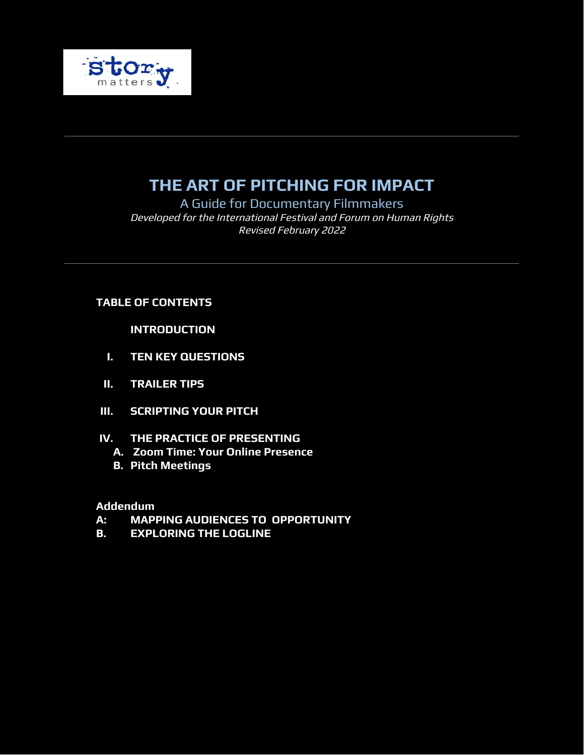story matters

# THE ART OF PITCHING FOR IMPACT

## A Guide for Documentary Filmmakers

*Developed for the International Festival and Forum on Human Rights*
*Revised February 2022*

---

**TABLE OF CONTENTS**

**INTRODUCTION**

**I. TEN KEY QUESTIONS**

**II. TRAILER TIPS**

**III. SCRIPTING YOUR PITCH**

**IV. THE PRACTICE OF PRESENTING**
- **A. Zoom Time: Your Online Presence**
- **B. Pitch Meetings**

**Addendum**

**A: MAPPING AUDIENCES TO OPPORTUNITY**

**B. EXPLORING THE LOGLINE**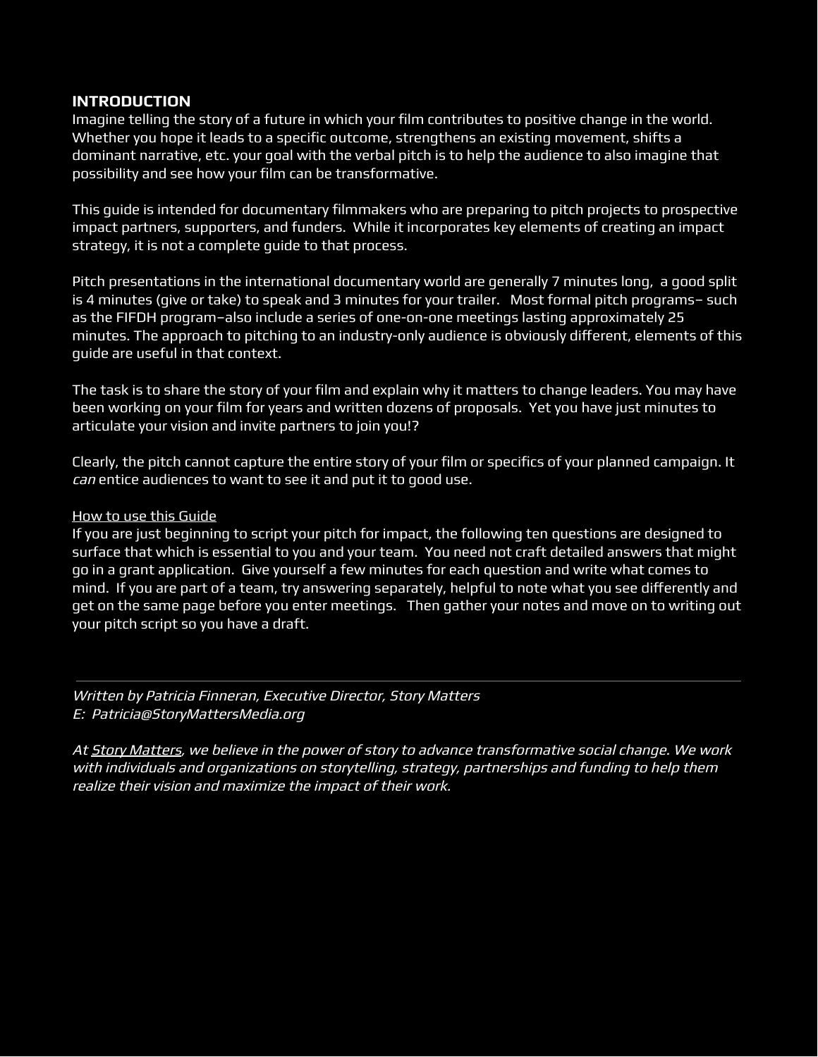## INTRODUCTION

Imagine telling the story of a future in which your film contributes to positive change in the world. Whether you hope it leads to a specific outcome, strengthens an existing movement, shifts a dominant narrative, etc. your goal with the verbal pitch is to help the audience to also imagine that possibility and see how your film can be transformative.

This guide is intended for documentary filmmakers who are preparing to pitch projects to prospective impact partners, supporters, and funders. While it incorporates key elements of creating an impact strategy, it is not a complete guide to that process.

Pitch presentations in the international documentary world are generally 7 minutes long, a good split is 4 minutes (give or take) to speak and 3 minutes for your trailer. Most formal pitch programs– such as the FIFDH program–also include a series of one-on-one meetings lasting approximately 25 minutes. The approach to pitching to an industry-only audience is obviously different, elements of this guide are useful in that context.

The task is to share the story of your film and explain why it matters to change leaders. You may have been working on your film for years and written dozens of proposals. Yet you have just minutes to articulate your vision and invite partners to join you!?

Clearly, the pitch cannot capture the entire story of your film or specifics of your planned campaign. It *can* entice audiences to want to see it and put it to good use.

<u>How to use this Guide</u>

If you are just beginning to script your pitch for impact, the following ten questions are designed to surface that which is essential to you and your team. You need not craft detailed answers that might go in a grant application. Give yourself a few minutes for each question and write what comes to mind. If you are part of a team, try answering separately, helpful to note what you see differently and get on the same page before you enter meetings. Then gather your notes and move on to writing out your pitch script so you have a draft.

---

*Written by Patricia Finneran, Executive Director, Story Matters*
*E: Patricia@StoryMattersMedia.org*

*At <u>Story Matters</u>, we believe in the power of story to advance transformative social change. We work with individuals and organizations on storytelling, strategy, partnerships and funding to help them realize their vision and maximize the impact of their work.*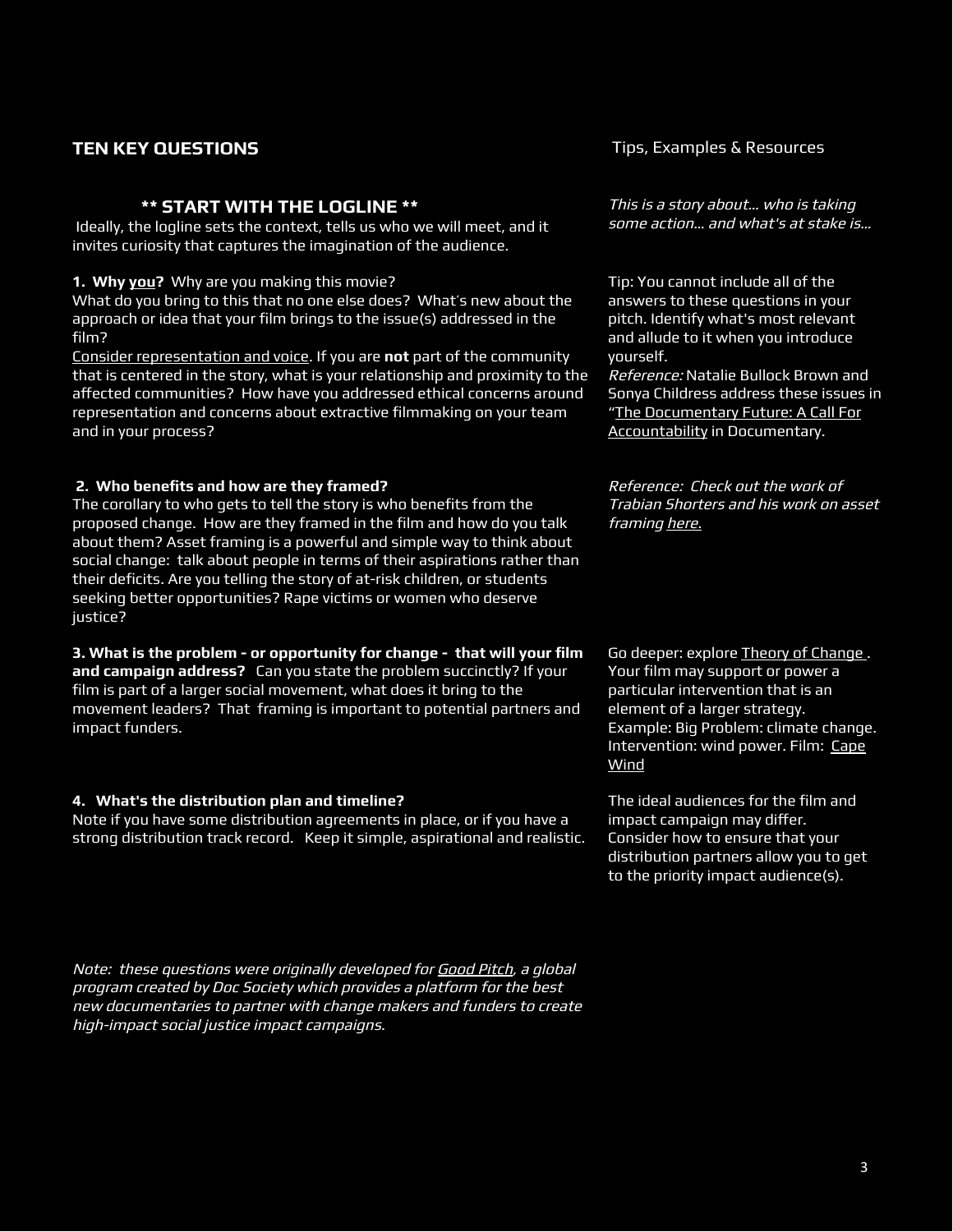## TEN KEY QUESTIONS

Tips, Examples & Resources

### ** START WITH THE LOGLINE **

Ideally, the logline sets the context, tells us who we will meet, and it invites curiosity that captures the imagination of the audience.

*This is a story about… who is taking some action… and what's at stake is…*

**1. Why you?** Why are you making this movie?
What do you bring to this that no one else does? What's new about the approach or idea that your film brings to the issue(s) addressed in the film?
Consider representation and voice. If you are **not** part of the community that is centered in the story, what is your relationship and proximity to the affected communities? How have you addressed ethical concerns around representation and concerns about extractive filmmaking on your team and in your process?

Tip: You cannot include all of the answers to these questions in your pitch. Identify what's most relevant and allude to it when you introduce yourself.
*Reference:* Natalie Bullock Brown and Sonya Childress address these issues in "The Documentary Future: A Call For Accountability in Documentary.

**2. Who benefits and how are they framed?**
The corollary to who gets to tell the story is who benefits from the proposed change. How are they framed in the film and how do you talk about them? Asset framing is a powerful and simple way to think about social change: talk about people in terms of their aspirations rather than their deficits. Are you telling the story of at-risk children, or students seeking better opportunities? Rape victims or women who deserve justice?

*Reference: Check out the work of Trabian Shorters and his work on asset framing here.*

**3. What is the problem - or opportunity for change - that will your film and campaign address?** Can you state the problem succinctly? If your film is part of a larger social movement, what does it bring to the movement leaders? That framing is important to potential partners and impact funders.

Go deeper: explore Theory of Change. Your film may support or power a particular intervention that is an element of a larger strategy.
Example: Big Problem: climate change. Intervention: wind power. Film: Cape Wind

**4. What's the distribution plan and timeline?**
Note if you have some distribution agreements in place, or if you have a strong distribution track record. Keep it simple, aspirational and realistic.

The ideal audiences for the film and impact campaign may differ. Consider how to ensure that your distribution partners allow you to get to the priority impact audience(s).

*Note: these questions were originally developed for Good Pitch, a global program created by Doc Society which provides a platform for the best new documentaries to partner with change makers and funders to create high-impact social justice impact campaigns.*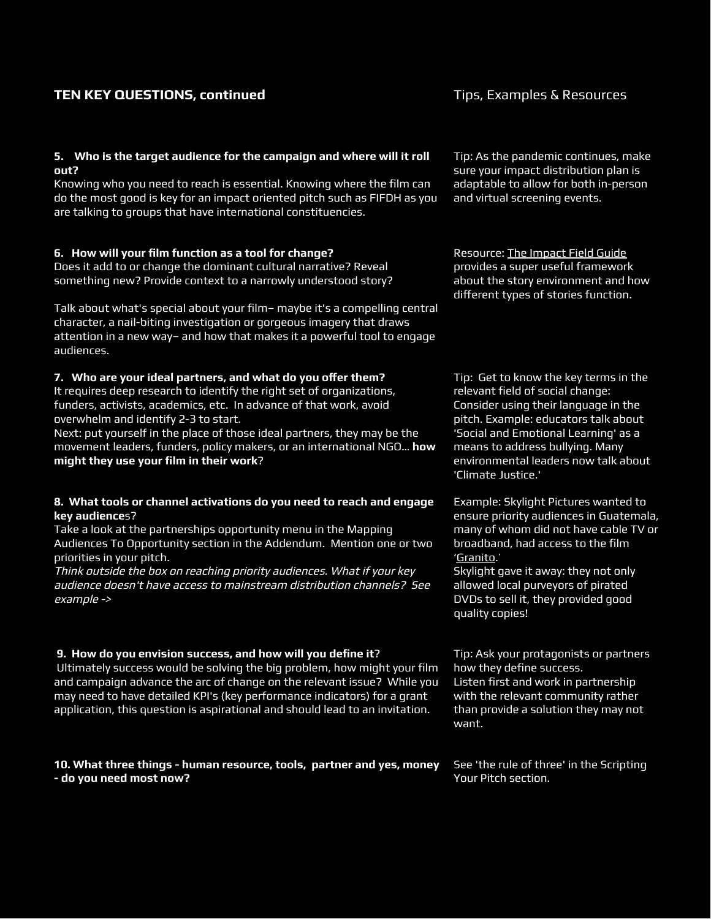## TEN KEY QUESTIONS, continued

**Tips, Examples & Resources**

**5. Who is the target audience for the campaign and where will it roll out?**
Knowing who you need to reach is essential. Knowing where the film can do the most good is key for an impact oriented pitch such as FIFDH as you are talking to groups that have international constituencies.

Tip: As the pandemic continues, make sure your impact distribution plan is adaptable to allow for both in-person and virtual screening events.

**6. How will your film function as a tool for change?**
Does it add to or change the dominant cultural narrative? Reveal something new? Provide context to a narrowly understood story?

Talk about what's special about your film– maybe it's a compelling central character, a nail-biting investigation or gorgeous imagery that draws attention in a new way– and how that makes it a powerful tool to engage audiences.

Resource: The Impact Field Guide provides a super useful framework about the story environment and how different types of stories function.

**7. Who are your ideal partners, and what do you offer them?**
It requires deep research to identify the right set of organizations, funders, activists, academics, etc. In advance of that work, avoid overwhelm and identify 2-3 to start.
Next: put yourself in the place of those ideal partners, they may be the movement leaders, funders, policy makers, or an international NGO… **how might they use your film in their work**?

Tip: Get to know the key terms in the relevant field of social change: Consider using their language in the pitch. Example: educators talk about 'Social and Emotional Learning' as a means to address bullying. Many environmental leaders now talk about 'Climate Justice.'

**8. What tools or channel activations do you need to reach and engage key audience**s?
Take a look at the partnerships opportunity menu in the Mapping Audiences To Opportunity section in the Addendum. Mention one or two priorities in your pitch.
*Think outside the box on reaching priority audiences. What if your key audience doesn't have access to mainstream distribution channels? See example ->*

Example: Skylight Pictures wanted to ensure priority audiences in Guatemala, many of whom did not have cable TV or broadband, had access to the film 'Granito.'
Skylight gave it away: they not only allowed local purveyors of pirated DVDs to sell it, they provided good quality copies!

**9. How do you envision success, and how will you define it**?
Ultimately success would be solving the big problem, how might your film and campaign advance the arc of change on the relevant issue? While you may need to have detailed KPI's (key performance indicators) for a grant application, this question is aspirational and should lead to an invitation.

Tip: Ask your protagonists or partners how they define success.
Listen first and work in partnership with the relevant community rather than provide a solution they may not want.

**10. What three things - human resource, tools, partner and yes, money - do you need most now?**

See 'the rule of three' in the Scripting Your Pitch section.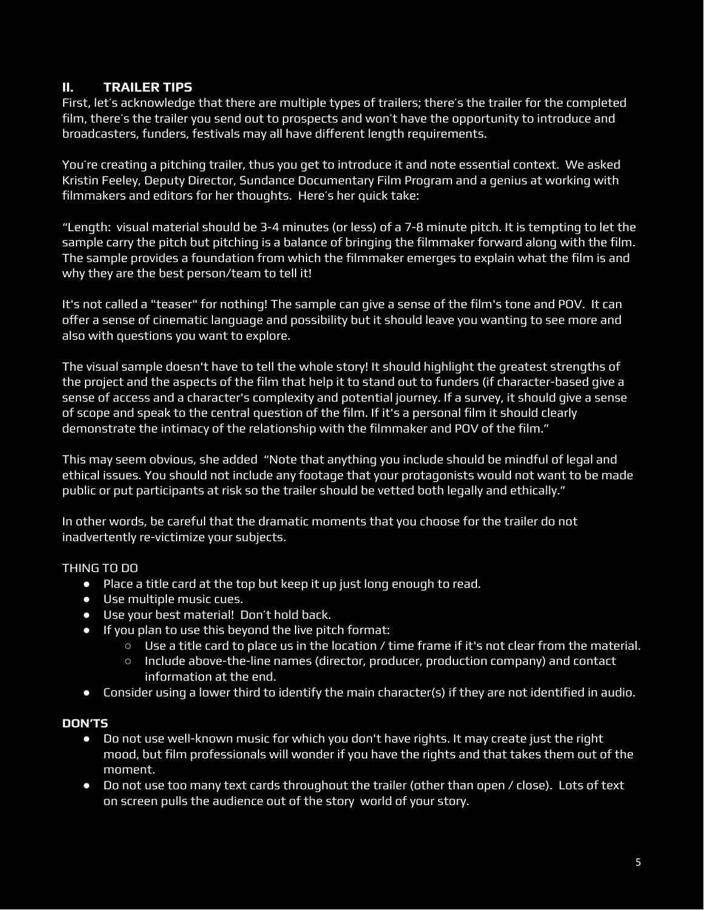## II. TRAILER TIPS

First, let's acknowledge that there are multiple types of trailers; there's the trailer for the completed film, there's the trailer you send out to prospects and won't have the opportunity to introduce and broadcasters, funders, festivals may all have different length requirements.

You're creating a pitching trailer, thus you get to introduce it and note essential context. We asked Kristin Feeley, Deputy Director, Sundance Documentary Film Program and a genius at working with filmmakers and editors for her thoughts. Here's her quick take:

"Length: visual material should be 3-4 minutes (or less) of a 7-8 minute pitch. It is tempting to let the sample carry the pitch but pitching is a balance of bringing the filmmaker forward along with the film. The sample provides a foundation from which the filmmaker emerges to explain what the film is and why they are the best person/team to tell it!

It's not called a "teaser" for nothing! The sample can give a sense of the film's tone and POV. It can offer a sense of cinematic language and possibility but it should leave you wanting to see more and also with questions you want to explore.

The visual sample doesn't have to tell the whole story! It should highlight the greatest strengths of the project and the aspects of the film that help it to stand out to funders (if character-based give a sense of access and a character's complexity and potential journey. If a survey, it should give a sense of scope and speak to the central question of the film. If it's a personal film it should clearly demonstrate the intimacy of the relationship with the filmmaker and POV of the film."

This may seem obvious, she added "Note that anything you include should be mindful of legal and ethical issues. You should not include any footage that your protagonists would not want to be made public or put participants at risk so the trailer should be vetted both legally and ethically."

In other words, be careful that the dramatic moments that you choose for the trailer do not inadvertently re-victimize your subjects.

THING TO DO

- Place a title card at the top but keep it up just long enough to read.
- Use multiple music cues.
- Use your best material! Don't hold back.
- If you plan to use this beyond the live pitch format:
  - Use a title card to place us in the location / time frame if it's not clear from the material.
  - Include above-the-line names (director, producer, production company) and contact information at the end.
- Consider using a lower third to identify the main character(s) if they are not identified in audio.

**DON'TS**

- Do not use well-known music for which you don't have rights. It may create just the right mood, but film professionals will wonder if you have the rights and that takes them out of the moment.
- Do not use too many text cards throughout the trailer (other than open / close). Lots of text on screen pulls the audience out of the story world of your story.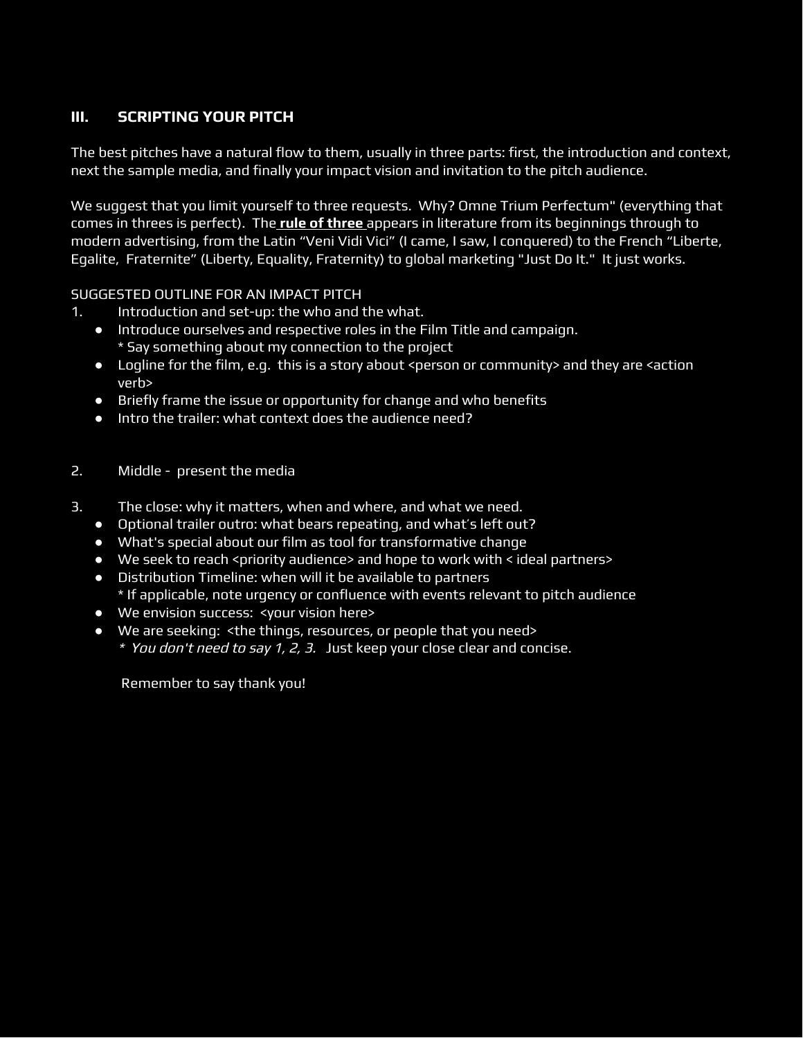## III. SCRIPTING YOUR PITCH

The best pitches have a natural flow to them, usually in three parts: first, the introduction and context, next the sample media, and finally your impact vision and invitation to the pitch audience.

We suggest that you limit yourself to three requests. Why? Omne Trium Perfectum" (everything that comes in threes is perfect). The **rule of three** appears in literature from its beginnings through to modern advertising, from the Latin “Veni Vidi Vici” (I came, I saw, I conquered) to the French “Liberte, Egalite, Fraternite” (Liberty, Equality, Fraternity) to global marketing "Just Do It." It just works.

SUGGESTED OUTLINE FOR AN IMPACT PITCH

1. Introduction and set-up: the who and the what.
   - Introduce ourselves and respective roles in the Film Title and campaign.
     * Say something about my connection to the project
   - Logline for the film, e.g. this is a story about <person or community> and they are <action verb>
   - Briefly frame the issue or opportunity for change and who benefits
   - Intro the trailer: what context does the audience need?

2. Middle - present the media

3. The close: why it matters, when and where, and what we need.
   - Optional trailer outro: what bears repeating, and what’s left out?
   - What's special about our film as tool for transformative change
   - We seek to reach <priority audience> and hope to work with < ideal partners>
   - Distribution Timeline: when will it be available to partners
     * If applicable, note urgency or confluence with events relevant to pitch audience
   - We envision success: <your vision here>
   - We are seeking: <the things, resources, or people that you need>
     * *You don't need to say 1, 2, 3.* Just keep your close clear and concise.

   Remember to say thank you!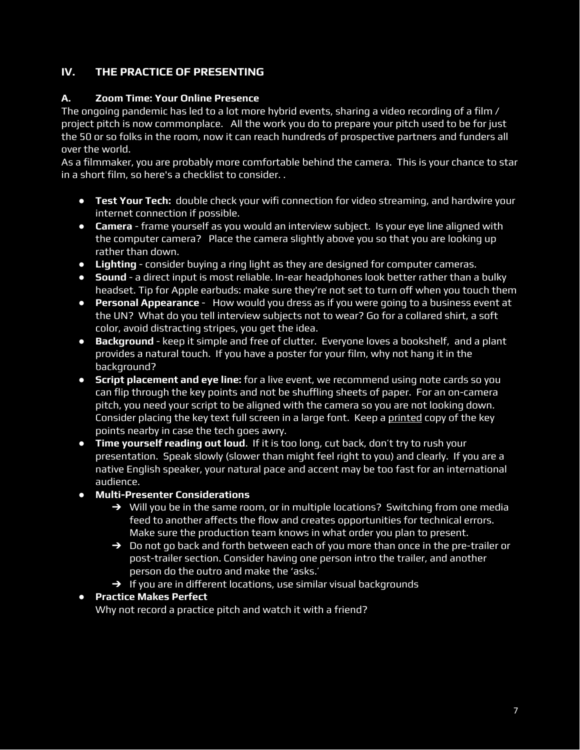## IV. THE PRACTICE OF PRESENTING

### A. Zoom Time: Your Online Presence

The ongoing pandemic has led to a lot more hybrid events, sharing a video recording of a film / project pitch is now commonplace. All the work you do to prepare your pitch used to be for just the 50 or so folks in the room, now it can reach hundreds of prospective partners and funders all over the world.

As a filmmaker, you are probably more comfortable behind the camera. This is your chance to star in a short film, so here's a checklist to consider. .

- **Test Your Tech:** double check your wifi connection for video streaming, and hardwire your internet connection if possible.
- **Camera** - frame yourself as you would an interview subject. Is your eye line aligned with the computer camera? Place the camera slightly above you so that you are looking up rather than down.
- **Lighting** - consider buying a ring light as they are designed for computer cameras.
- **Sound** - a direct input is most reliable. In-ear headphones look better rather than a bulky headset. Tip for Apple earbuds: make sure they're not set to turn off when you touch them
- **Personal Appearance** - How would you dress as if you were going to a business event at the UN? What do you tell interview subjects not to wear? Go for a collared shirt, a soft color, avoid distracting stripes, you get the idea.
- **Background** - keep it simple and free of clutter. Everyone loves a bookshelf, and a plant provides a natural touch. If you have a poster for your film, why not hang it in the background?
- **Script placement and eye line:** for a live event, we recommend using note cards so you can flip through the key points and not be shuffling sheets of paper. For an on-camera pitch, you need your script to be aligned with the camera so you are not looking down. Consider placing the key text full screen in a large font. Keep a printed copy of the key points nearby in case the tech goes awry.
- **Time yourself reading out loud**. If it is too long, cut back, don't try to rush your presentation. Speak slowly (slower than might feel right to you) and clearly. If you are a native English speaker, your natural pace and accent may be too fast for an international audience.
- **Multi-Presenter Considerations**
  - Will you be in the same room, or in multiple locations? Switching from one media feed to another affects the flow and creates opportunities for technical errors. Make sure the production team knows in what order you plan to present.
  - Do not go back and forth between each of you more than once in the pre-trailer or post-trailer section. Consider having one person intro the trailer, and another person do the outro and make the 'asks.'
  - If you are in different locations, use similar visual backgrounds
- **Practice Makes Perfect**
  Why not record a practice pitch and watch it with a friend?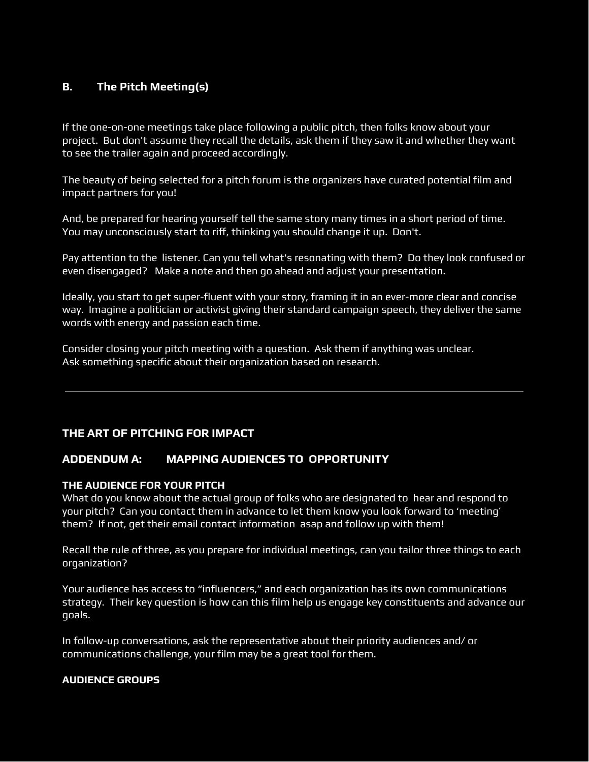## B. The Pitch Meeting(s)

If the one-on-one meetings take place following a public pitch, then folks know about your project. But don't assume they recall the details, ask them if they saw it and whether they want to see the trailer again and proceed accordingly.

The beauty of being selected for a pitch forum is the organizers have curated potential film and impact partners for you!

And, be prepared for hearing yourself tell the same story many times in a short period of time. You may unconsciously start to riff, thinking you should change it up. Don't.

Pay attention to the listener. Can you tell what's resonating with them? Do they look confused or even disengaged? Make a note and then go ahead and adjust your presentation.

Ideally, you start to get super-fluent with your story, framing it in an ever-more clear and concise way. Imagine a politician or activist giving their standard campaign speech, they deliver the same words with energy and passion each time.

Consider closing your pitch meeting with a question. Ask them if anything was unclear.
Ask something specific about their organization based on research.

---

## THE ART OF PITCHING FOR IMPACT

## ADDENDUM A: MAPPING AUDIENCES TO OPPORTUNITY

**THE AUDIENCE FOR YOUR PITCH**
What do you know about the actual group of folks who are designated to hear and respond to your pitch? Can you contact them in advance to let them know you look forward to 'meeting' them? If not, get their email contact information asap and follow up with them!

Recall the rule of three, as you prepare for individual meetings, can you tailor three things to each organization?

Your audience has access to "influencers," and each organization has its own communications strategy. Their key question is how can this film help us engage key constituents and advance our goals.

In follow-up conversations, ask the representative about their priority audiences and/ or communications challenge, your film may be a great tool for them.

**AUDIENCE GROUPS**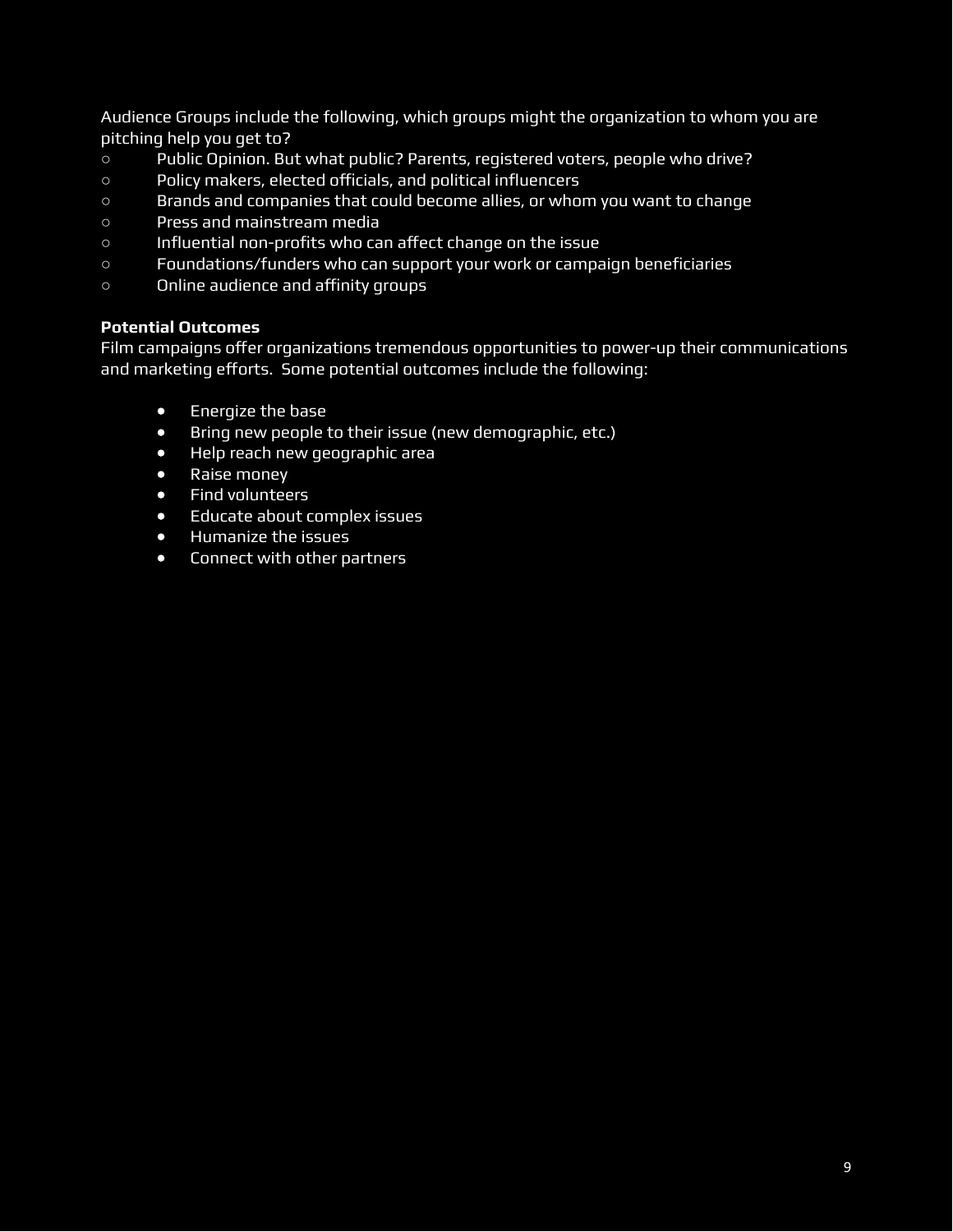Audience Groups include the following, which groups might the organization to whom you are pitching help you get to?

- Public Opinion. But what public? Parents, registered voters, people who drive?
- Policy makers, elected officials, and political influencers
- Brands and companies that could become allies, or whom you want to change
- Press and mainstream media
- Influential non-profits who can affect change on the issue
- Foundations/funders who can support your work or campaign beneficiaries
- Online audience and affinity groups

**Potential Outcomes**

Film campaigns offer organizations tremendous opportunities to power-up their communications and marketing efforts. Some potential outcomes include the following:

- Energize the base
- Bring new people to their issue (new demographic, etc.)
- Help reach new geographic area
- Raise money
- Find volunteers
- Educate about complex issues
- Humanize the issues
- Connect with other partners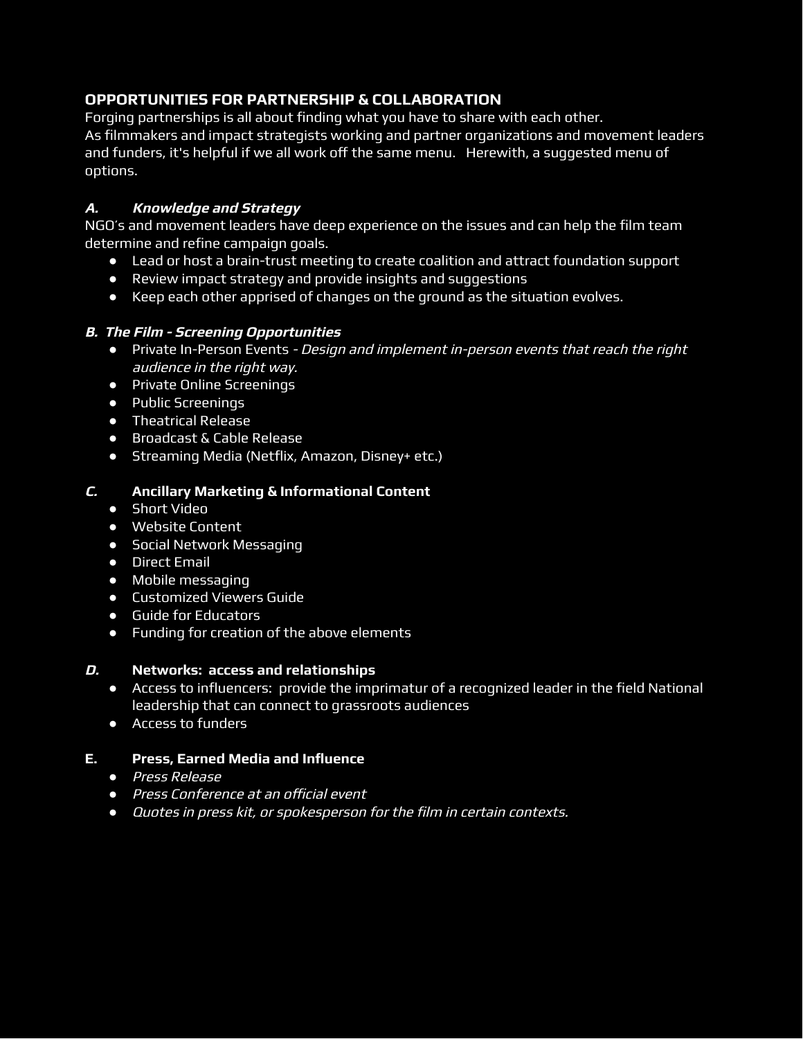## OPPORTUNITIES FOR PARTNERSHIP & COLLABORATION

Forging partnerships is all about finding what you have to share with each other.
As filmmakers and impact strategists working and partner organizations and movement leaders and funders, it's helpful if we all work off the same menu. Herewith, a suggested menu of options.

### *A. Knowledge and Strategy*

NGO's and movement leaders have deep experience on the issues and can help the film team determine and refine campaign goals.

- Lead or host a brain-trust meeting to create coalition and attract foundation support
- Review impact strategy and provide insights and suggestions
- Keep each other apprised of changes on the ground as the situation evolves.

### *B. The Film - Screening Opportunities*

- Private In-Person Events - *Design and implement in-person events that reach the right audience in the right way.*
- Private Online Screenings
- Public Screenings
- Theatrical Release
- Broadcast & Cable Release
- Streaming Media (Netflix, Amazon, Disney+ etc.)

### *C.* **Ancillary Marketing & Informational Content**

- Short Video
- Website Content
- Social Network Messaging
- Direct Email
- Mobile messaging
- Customized Viewers Guide
- Guide for Educators
- Funding for creation of the above elements

### *D.* **Networks: access and relationships**

- Access to influencers: provide the imprimatur of a recognized leader in the field National leadership that can connect to grassroots audiences
- Access to funders

### E. Press, Earned Media and Influence

- *Press Release*
- *Press Conference at an official event*
- *Quotes in press kit, or spokesperson for the film in certain contexts.*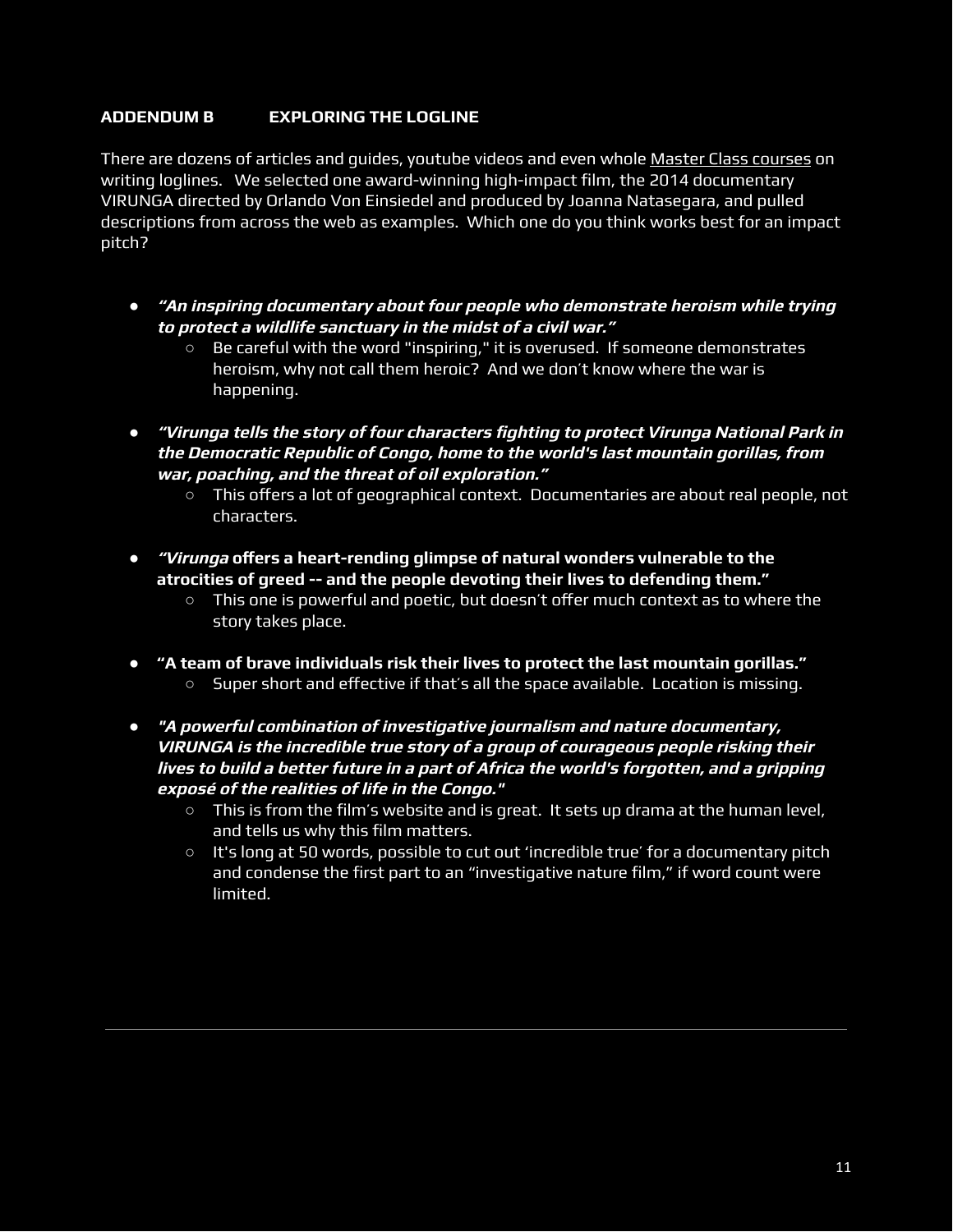## ADDENDUM B EXPLORING THE LOGLINE

There are dozens of articles and guides, youtube videos and even whole Master Class courses on writing loglines. We selected one award-winning high-impact film, the 2014 documentary VIRUNGA directed by Orlando Von Einsiedel and produced by Joanna Natasegara, and pulled descriptions from across the web as examples. Which one do you think works best for an impact pitch?

- ***"An inspiring documentary about four people who demonstrate heroism while trying to protect a wildlife sanctuary in the midst of a civil war."***
  - Be careful with the word "inspiring," it is overused. If someone demonstrates heroism, why not call them heroic? And we don't know where the war is happening.
- ***"Virunga tells the story of four characters fighting to protect Virunga National Park in the Democratic Republic of Congo, home to the world's last mountain gorillas, from war, poaching, and the threat of oil exploration."***
  - This offers a lot of geographical context. Documentaries are about real people, not characters.
- ***"Virunga*** **offers a heart-rending glimpse of natural wonders vulnerable to the atrocities of greed -- and the people devoting their lives to defending them."**
  - This one is powerful and poetic, but doesn't offer much context as to where the story takes place.
- **"A team of brave individuals risk their lives to protect the last mountain gorillas."**
  - Super short and effective if that's all the space available. Location is missing.
- ***"A powerful combination of investigative journalism and nature documentary, VIRUNGA is the incredible true story of a group of courageous people risking their lives to build a better future in a part of Africa the world's forgotten, and a gripping exposé of the realities of life in the Congo."***
  - This is from the film's website and is great. It sets up drama at the human level, and tells us why this film matters.
  - It's long at 50 words, possible to cut out 'incredible true' for a documentary pitch and condense the first part to an "investigative nature film," if word count were limited.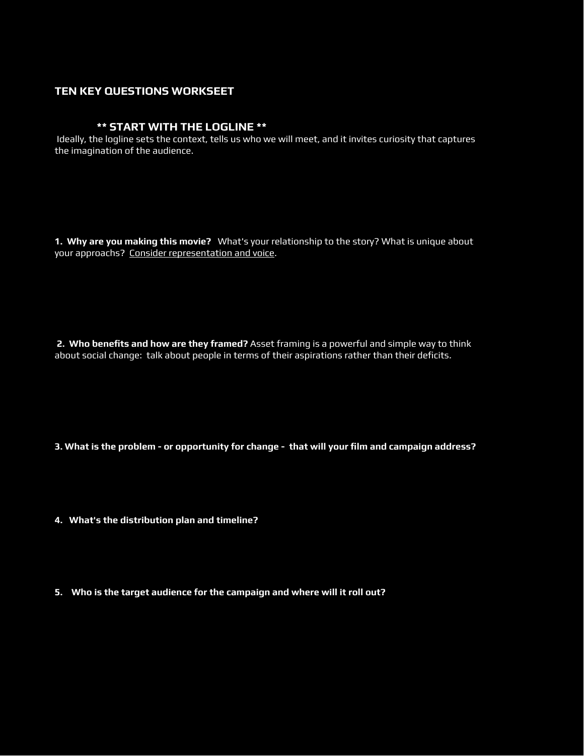## TEN KEY QUESTIONS WORKSEET

### ** START WITH THE LOGLINE **

Ideally, the logline sets the context, tells us who we will meet, and it invites curiosity that captures the imagination of the audience.

**1. Why are you making this movie?** What's your relationship to the story? What is unique about your approachs? Consider representation and voice.

**2. Who benefits and how are they framed?** Asset framing is a powerful and simple way to think about social change: talk about people in terms of their aspirations rather than their deficits.

**3. What is the problem - or opportunity for change - that will your film and campaign address?**

**4. What's the distribution plan and timeline?**

**5. Who is the target audience for the campaign and where will it roll out?**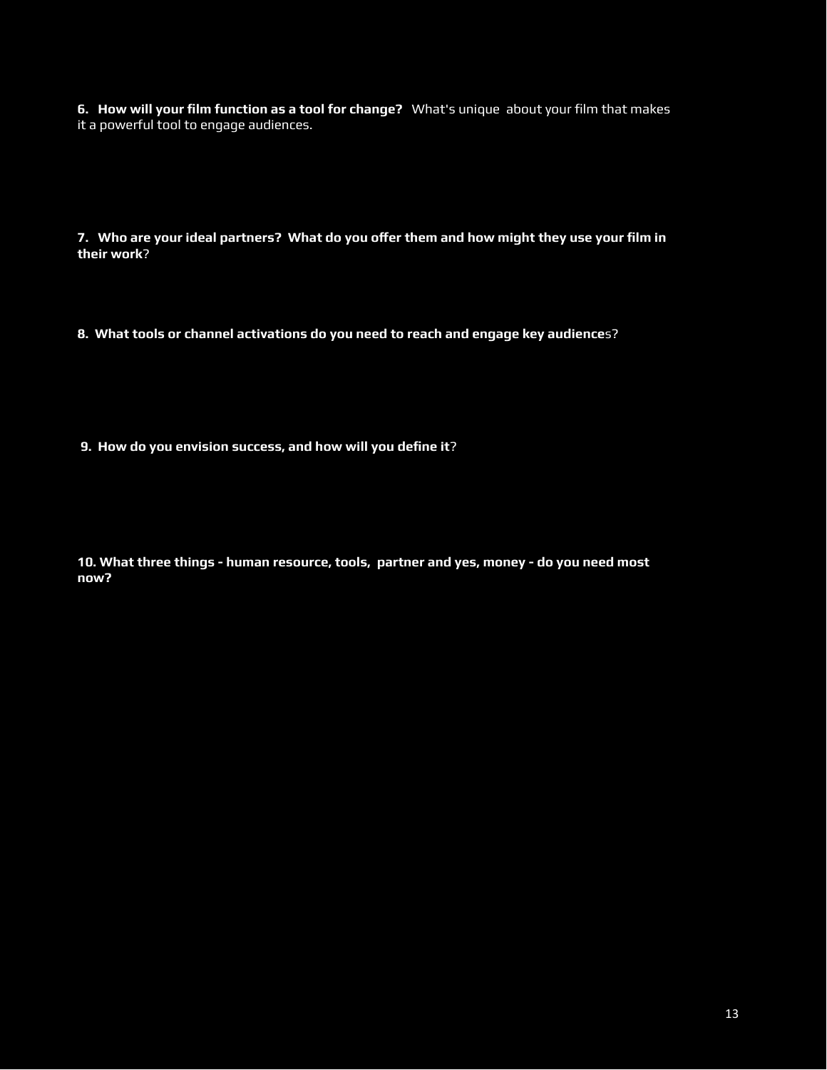**6. How will your film function as a tool for change?** What's unique about your film that makes it a powerful tool to engage audiences.

**7. Who are your ideal partners? What do you offer them and how might they use your film in their work**?

**8. What tools or channel activations do you need to reach and engage key audience**s?

**9. How do you envision success, and how will you define it**?

**10. What three things - human resource, tools, partner and yes, money - do you need most now?**